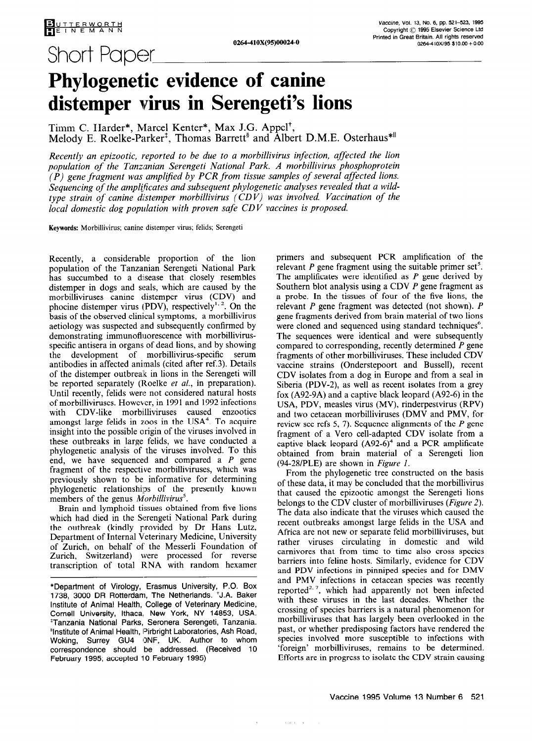Short Paper

# Phylogenetic evidence of canine distemper virus in Serengeti's lions

Timm C. Harder*, Marcel Kenter*, Max J.G. Appel†, Melody E. Roelke-Parker‡, Thomas Barrett§ and Albert D.M.E. Osterhaus*||

*Recently an epizootic, reported to be due to a morbillivirus infection, affected the lion population of the Tanzanian Serengeti National Park. A morbillivirus phosphoprotein (P) gene fragment was amplified by PCR from tissue samples of several affected lions. Sequencing of the amplificates and subsequent phylogenetic analyses revealed that a wild-type strain of canine distemper morbillivirus (CDV) was involved. Vaccination of the local domestic dog population with proven safe CDV vaccines is proposed.*

**Keywords:** Morbillivirus; canine distemper virus; felids; Serengeti

Recently, a considerable proportion of the lion population of the Tanzanian Serengeti National Park has succumbed to a disease that closely resembles distemper in dogs and seals, which are caused by the morbilliviruses canine distemper virus (CDV) and phocine distemper virus (PDV), respectively[1,2]. On the basis of the observed clinical symptoms, a morbillivirus aetiology was suspected and subsequently confirmed by demonstrating immunofluorescence with morbillivirus-specific antisera in organs of dead lions, and by showing the development of morbillivirus-specific serum antibodies in affected animals (cited after ref.3). Details of the distemper outbreak in lions in the Serengeti will be reported separately (Roelke *et al.*, in preparation). Until recently, felids were not considered natural hosts of morbilliviruses. However, in 1991 and 1992 infections with CDV-like morbilliviruses caused enzootics amongst large felids in zoos in the USA[4]. To acquire insight into the possible origin of the viruses involved in these outbreaks in large felids, we have conducted a phylogenetic analysis of the viruses involved. To this end, we have sequenced and compared a *P* gene fragment of the respective morbilliviruses, which was previously shown to be informative for determining phylogenetic relationships of the presently known members of the genus *Morbillivirus*[5].

Brain and lymphoid tissues obtained from five lions which had died in the Serengeti National Park during the outbreak (kindly provided by Dr Hans Lutz, Department of Internal Veterinary Medicine, University of Zurich, on behalf of the Messerli Foundation of Zurich, Switzerland) were processed for reverse transcription of total RNA with random hexamer primers and subsequent PCR amplification of the relevant *P* gene fragment using the suitable primer set[5]. The amplificates were identified as *P* gene derived by Southern blot analysis using a CDV *P* gene fragment as a probe. In the tissues of four of the five lions, the relevant *P* gene fragment was detected (not shown). *P* gene fragments derived from brain material of two lions were cloned and sequenced using standard techniques[6]. The sequences were identical and were subsequently compared to corresponding, recently determined *P* gene fragments of other morbilliviruses. These included CDV vaccine strains (Onderstepoort and Bussell), recent CDV isolates from a dog in Europe and from a seal in Siberia (PDV-2), as well as recent isolates from a grey fox (A92-9A) and a captive black leopard (A92-6) in the USA, PDV, measles virus (MV), rinderpestvirus (RPV) and two cetacean morbilliviruses (DMV and PMV, for review see refs 5, 7). Sequence alignments of the *P* gene fragment of a Vero cell-adapted CDV isolate from a captive black leopard (A92-6)[4] and a PCR amplificate obtained from brain material of a Serengeti lion (94-28/PLE) are shown in *Figure 1*.

From the phylogenetic tree constructed on the basis of these data, it may be concluded that the morbillivirus that caused the epizootic amongst the Serengeti lions belongs to the CDV cluster of morbilliviruses (*Figure 2*). The data also indicate that the viruses which caused the recent outbreaks amongst large felids in the USA and Africa are not new or separate felid morbilliviruses, but rather viruses circulating in domestic and wild carnivores that from time to time also cross species barriers into feline hosts. Similarly, evidence for CDV and PDV infections in pinniped species and for DMV and PMV infections in cetacean species was recently reported[2,7], which had apparently not been infected with these viruses in the last decades. Whether the crossing of species barriers is a natural phenomenon for morbilliviruses that has largely been overlooked in the past, or whether predisposing factors have rendered the species involved more susceptible to infections with 'foreign' morbilliviruses, remains to be determined. Efforts are in progress to isolate the CDV strain causing

*Department of Virology, Erasmus University, P.O. Box 1738, 3000 DR Rotterdam, The Netherlands. †J.A. Baker Institute of Animal Health, College of Veterinary Medicine, Cornell University, Ithaca, New York, NY 14853, USA. ‡Tanzania National Parks, Seronera Serengeti, Tanzania. §Institute of Animal Health, Pirbright Laboratories, Ash Road, Woking, Surrey GU4 0NF, UK. ||Author to whom correspondence should be addressed. (Received 10 February 1995; accepted 10 February 1995)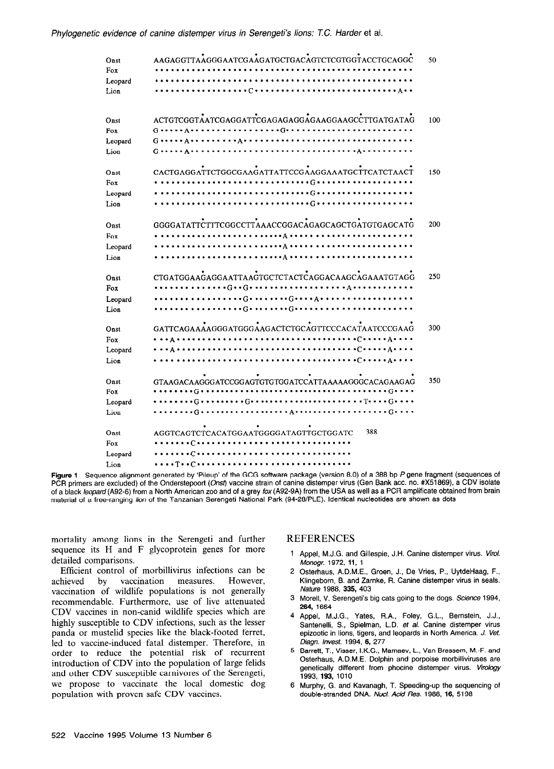```
Onst     AAGAGGTTAAGGGAATCGAAGATGCTGACAGTCTCGTGGTACCTGCAGGC    50
Fox      ••••••••••••••••••••••••••••••••••••••••••••••••••
Leopard  ••••••••••••••••••••••••••••••••••••••••••••••••••
Lion     ••••••••••••••••C••••••••••••••••••••••••••••••A••

Onst     ACTGTCGGTAATCGAGGATTCGAGAGAGGAGAAGGAAGCCTTGATGATAG    100
Fox      G•••••A•••••••••••••••••G•••••••••••••••••••••••••
Leopard  G•••••A••••••••••A••••••••••••••••••••••••••••••••
Lion     G•••••A•••••••••••••••••••••••••••••••A•••••••••••

Onst     CACTGAGGATTCTGGCGAAGATTATTCCGAAGGAAATGCTTCATCTAACT    150
Fox      ••••••••••••••••••••••••••••••G•••••••••••••••••••
Leopard  ••••••••••••••••••••••••••••••G•••••••••••••••••••
Lion     ••••••••••••••••••••••••••••••G•••••••••••••••••••

Onst     GGGGATATTCTTTCGGCCTTAAACCGGACAGAGCAGCTGATGTGAGCATG    200
Fox      •••••••••••••••••••••••A••••••••••••••••••••••••••
Leopard  •••••••••••••••••••••••A••••••••••••••••••••••••••
Lion     •••••••••••••••••••••••A••••••••••••••••••••••••••

Onst     CTGATGGAAGAGGAATTAAGTGCTCTACTCAGGACAAGCAGAAATGTAGG    250
Fox      •••••••••••••G••G•••••••••••••••••••A•••••••••••••
Leopard  ••••••••••••••••G••••••••G••••A•••••••••••••••••••
Lion     ••••••••••••••••G••••••••G•••••••••••••••••••••••

Onst     GATTCAGAAAAAGGGATGGGAAGACTCTGCAGTTCCCACATAATCCCGAAG    300
Fox      •••A•••••••••••••••••••••••••••••••••••C•••••A••••
Leopard  •••A•••••••••••••••••••••••••••••••••••C•••••A••••
Lion     •••••••••••••••••••••••••••••••••••••••C•••••A••••

Onst     GTAAGACAAGGGATCCGGAGTGTGTGGATCCATTAAAAAGGGCACAGAAGAG    350
Fox      •••••••G•••••••••••••••••••••••••••••••••••••G••••
Leopard  •••••••G•••••••••G••••••••••••••••••••••T••••G••••
Lion     •••••••G••••••••••••••••••A••••••••••••••••••G••••

Onst     AGGTCAGTCTCACATGGAATGGGGATAGTTGCTGGATC    388
Fox      ••••••C•••••••••••••••••••••••••••••••
Leopard  ••••••C•••••••••••••••••••••••••••••••
Lion     ••••T••C••••••••••••••••••••••••••••••
```

**Figure 1** Sequence alignment generated by 'Pileup' of the GCG software package (version 8.0) of a 388 bp *P* gene fragment (sequences of PCR primers are excluded) of the Onderstepoort (*Onst*) vaccine strain of canine distemper virus (Gen Bank acc. no. #X51869), a CDV isolate of a black *leopard* (A92-6) from a North American zoo and of a grey *fox* (A92-9A) from the USA as well as a PCR amplificate obtained from brain material of a free-ranging *lion* of the Tanzanian Serengeti National Park (94-28/PLE). Identical nucleotides are shown as dots

mortality among lions in the Serengeti and further sequence its H and F glycoprotein genes for more detailed comparisons.

Efficient control of morbillivirus infections can be achieved by vaccination measures. However, vaccination of wildlife populations is not generally recommendable. Furthermore, use of live attenuated CDV vaccines in non-canid wildlife species which are highly susceptible to CDV infections, such as the lesser panda or mustelid species like the black-footed ferret, led to vaccine-induced fatal distemper. Therefore, in order to reduce the potential risk of recurrent introduction of CDV into the population of large felids and other CDV susceptible carnivores of the Serengeti, we propose to vaccinate the local domestic dog population with proven safe CDV vaccines.

## REFERENCES

1. Appel, M.J.G. and Gillespie, J.H. Canine distemper virus. *Virol. Monogr.* 1972, **11**, 1
2. Osterhaus, A.D.M.E., Groen, J., De Vries, P., UytdeHaag, F., Klingeborn, B. and Zarnke, R. Canine distemper virus in seals. *Nature* 1988, **335**, 403
3. Morell, V. Serengeti's big cats going to the dogs. *Science* 1994, **264**, 1664
4. Appel, M.J.G., Yates, R.A., Foley, G.L., Bernstein, J.J., Santenelli, S., Spielman, L.D. *et al.* Canine distemper virus epizootic in lions, tigers, and leopards in North America. *J. Vet. Diagn. Invest.* 1994, **6**, 277
5. Barrett, T., Visser, I.K.G., Mamaev, L., Van Bressem, M.-F. and Osterhaus, A.D.M.E. Dolphin and porpoise morbilliviruses are genetically different from phocine distemper virus. *Virology* 1993, **193**, 1010
6. Murphy, G. and Kavanagh, T. Speeding-up the sequencing of double-stranded DNA. *Nucl. Acid Res.* 1988, **16**, 5198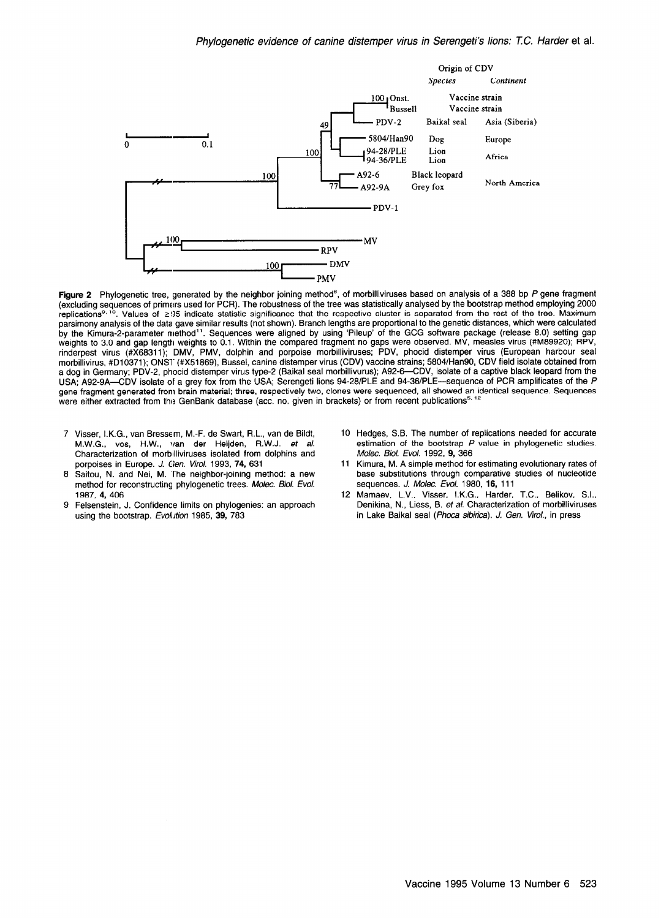Origin of CDV

*Species* *Continent*

100 Onst. Vaccine strain

Bussell Vaccine strain

49 PDV-2 Baikal seal Asia (Siberia)

0 0.1

5804/Han90 Dog Europe

100 94-28/PLE Lion

94-36/PLE Lion Africa

100 A92-6 Black leopard

77 A92-9A Grey fox North America

PDV-1

100 MV

RPV

100 DMV

PMV

**Figure 2** Phylogenetic tree, generated by the neighbor joining method[8], of morbilliviruses based on analysis of a 388 bp *P* gene fragment (excluding sequences of primers used for PCR). The robustness of the tree was statistically analysed by the bootstrap method employing 2000 replications[9, 10]. Values of ≥95 indicate statistic significance that the respective cluster is separated from the rest of the tree. Maximum parsimony analysis of the data gave similar results (not shown). Branch lengths are proportional to the genetic distances, which were calculated by the Kimura-2-parameter method[11]. Sequences were aligned by using 'Pileup' of the GCG software package (release 8.0) setting gap weights to 3.0 and gap length weights to 0.1. Within the compared fragment no gaps were observed. MV, measles virus (#M89920); RPV, rinderpest virus (#X68311); DMV, PMV, dolphin and porpoise morbilliviruses; PDV, phocid distemper virus (European harbour seal morbillivirus, #D10371); ONST (#X51869), Bussel, canine distemper virus (CDV) vaccine strains; 5804/Han90, CDV field isolate obtained from a dog in Germany; PDV-2, phocid distemper virus type-2 (Baikal seal morbillivurus); A92-6—CDV, isolate of a captive black leopard from the USA; A92-9A—CDV isolate of a grey fox from the USA; Serengeti lions 94-28/PLE and 94-36/PLE—sequence of PCR amplificates of the *P* gene fragment generated from brain material; three, respectively two, clones were sequenced, all showed an identical sequence. Sequences were either extracted from the GenBank database (acc. no. given in brackets) or from recent publications[5, 12]

7 Visser, I.K.G., van Bressem, M.-F. de Swart, R.L., van de Bildt, M.W.G., vos, H.W., van der Heijden, R.W.J. *et al.* Characterization of morbilliviruses isolated from dolphins and porpoises in Europe. *J. Gen. Virol.* 1993, **74,** 631

8 Saitou, N. and Nei, M. The neighbor-joining method: a new method for reconstructing phylogenetic trees. *Molec. Biol. Evol.* 1987, **4,** 406

9 Felsenstein, J. Confidence limits on phylogenies: an approach using the bootstrap. *Evolution* 1985, **39,** 783

10 Hedges, S.B. The number of replications needed for accurate estimation of the bootstrap *P* value in phylogenetic studies. *Molec. Biol. Evol.* 1992, **9,** 366

11 Kimura, M. A simple method for estimating evolutionary rates of base substitutions through comparative studies of nucleotide sequences. *J. Molec. Evol.* 1980, **16,** 111

12 Mamaev, L.V., Visser, I.K.G., Harder, T.C., Belikov, S.I., Denikina, N., Liess, B. *et al.* Characterization of morbilliviruses in Lake Baikal seal (*Phoca sibirica*). *J. Gen. Virol.*, in press